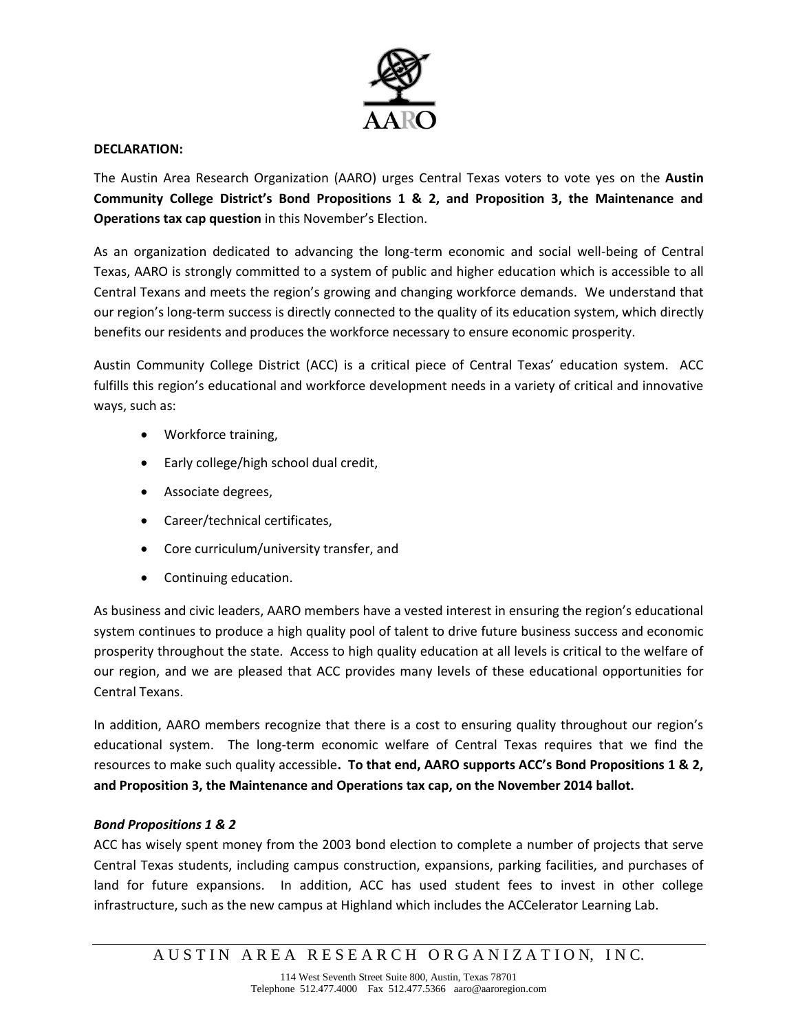AARO

**DECLARATION:**

The Austin Area Research Organization (AARO) urges Central Texas voters to vote yes on the **Austin Community College District's Bond Propositions 1 & 2, and Proposition 3, the Maintenance and Operations tax cap question** in this November's Election.

As an organization dedicated to advancing the long-term economic and social well-being of Central Texas, AARO is strongly committed to a system of public and higher education which is accessible to all Central Texans and meets the region's growing and changing workforce demands. We understand that our region's long-term success is directly connected to the quality of its education system, which directly benefits our residents and produces the workforce necessary to ensure economic prosperity.

Austin Community College District (ACC) is a critical piece of Central Texas' education system. ACC fulfills this region's educational and workforce development needs in a variety of critical and innovative ways, such as:

- Workforce training,
- Early college/high school dual credit,
- Associate degrees,
- Career/technical certificates,
- Core curriculum/university transfer, and
- Continuing education.

As business and civic leaders, AARO members have a vested interest in ensuring the region's educational system continues to produce a high quality pool of talent to drive future business success and economic prosperity throughout the state. Access to high quality education at all levels is critical to the welfare of our region, and we are pleased that ACC provides many levels of these educational opportunities for Central Texans.

In addition, AARO members recognize that there is a cost to ensuring quality throughout our region's educational system. The long-term economic welfare of Central Texas requires that we find the resources to make such quality accessible**. To that end, AARO supports ACC's Bond Propositions 1 & 2, and Proposition 3, the Maintenance and Operations tax cap, on the November 2014 ballot.**

***Bond Propositions 1 & 2***

ACC has wisely spent money from the 2003 bond election to complete a number of projects that serve Central Texas students, including campus construction, expansions, parking facilities, and purchases of land for future expansions. In addition, ACC has used student fees to invest in other college infrastructure, such as the new campus at Highland which includes the ACCelerator Learning Lab.

AUSTIN AREA RESEARCH ORGANIZATION, INC.

114 West Seventh Street Suite 800, Austin, Texas 78701
Telephone 512.477.4000 Fax 512.477.5366 aaro@aaroregion.com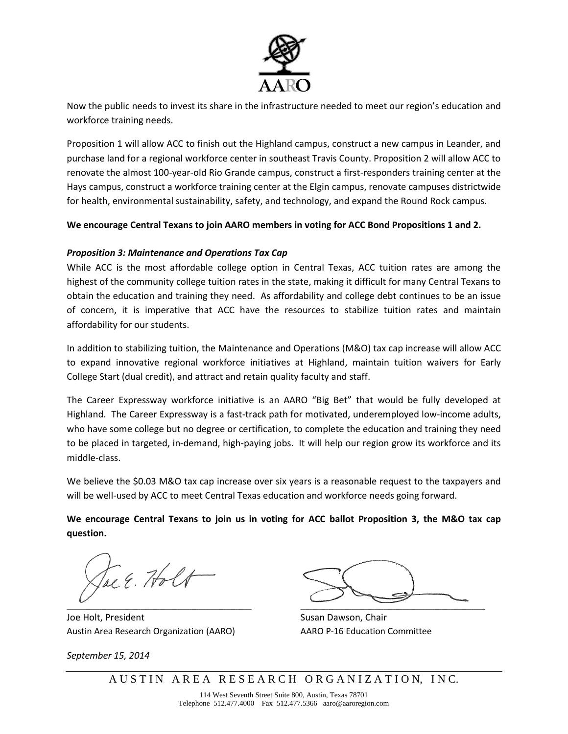Now the public needs to invest its share in the infrastructure needed to meet our region's education and workforce training needs.

Proposition 1 will allow ACC to finish out the Highland campus, construct a new campus in Leander, and purchase land for a regional workforce center in southeast Travis County. Proposition 2 will allow ACC to renovate the almost 100-year-old Rio Grande campus, construct a first-responders training center at the Hays campus, construct a workforce training center at the Elgin campus, renovate campuses districtwide for health, environmental sustainability, safety, and technology, and expand the Round Rock campus.

**We encourage Central Texans to join AARO members in voting for ACC Bond Propositions 1 and 2.**

***Proposition 3: Maintenance and Operations Tax Cap***

While ACC is the most affordable college option in Central Texas, ACC tuition rates are among the highest of the community college tuition rates in the state, making it difficult for many Central Texans to obtain the education and training they need. As affordability and college debt continues to be an issue of concern, it is imperative that ACC have the resources to stabilize tuition rates and maintain affordability for our students.

In addition to stabilizing tuition, the Maintenance and Operations (M&O) tax cap increase will allow ACC to expand innovative regional workforce initiatives at Highland, maintain tuition waivers for Early College Start (dual credit), and attract and retain quality faculty and staff.

The Career Expressway workforce initiative is an AARO "Big Bet" that would be fully developed at Highland. The Career Expressway is a fast-track path for motivated, underemployed low-income adults, who have some college but no degree or certification, to complete the education and training they need to be placed in targeted, in-demand, high-paying jobs. It will help our region grow its workforce and its middle-class.

We believe the $0.03 M&O tax cap increase over six years is a reasonable request to the taxpayers and will be well-used by ACC to meet Central Texas education and workforce needs going forward.

**We encourage Central Texans to join us in voting for ACC ballot Proposition 3, the M&O tax cap question.**

Joe Holt, President
Austin Area Research Organization (AARO)

Susan Dawson, Chair
AARO P-16 Education Committee

*September 15, 2014*

AUSTIN AREA RESEARCH ORGANIZATION, INC.

114 West Seventh Street Suite 800, Austin, Texas 78701
Telephone 512.477.4000 Fax 512.477.5366 aaro@aaroregion.com